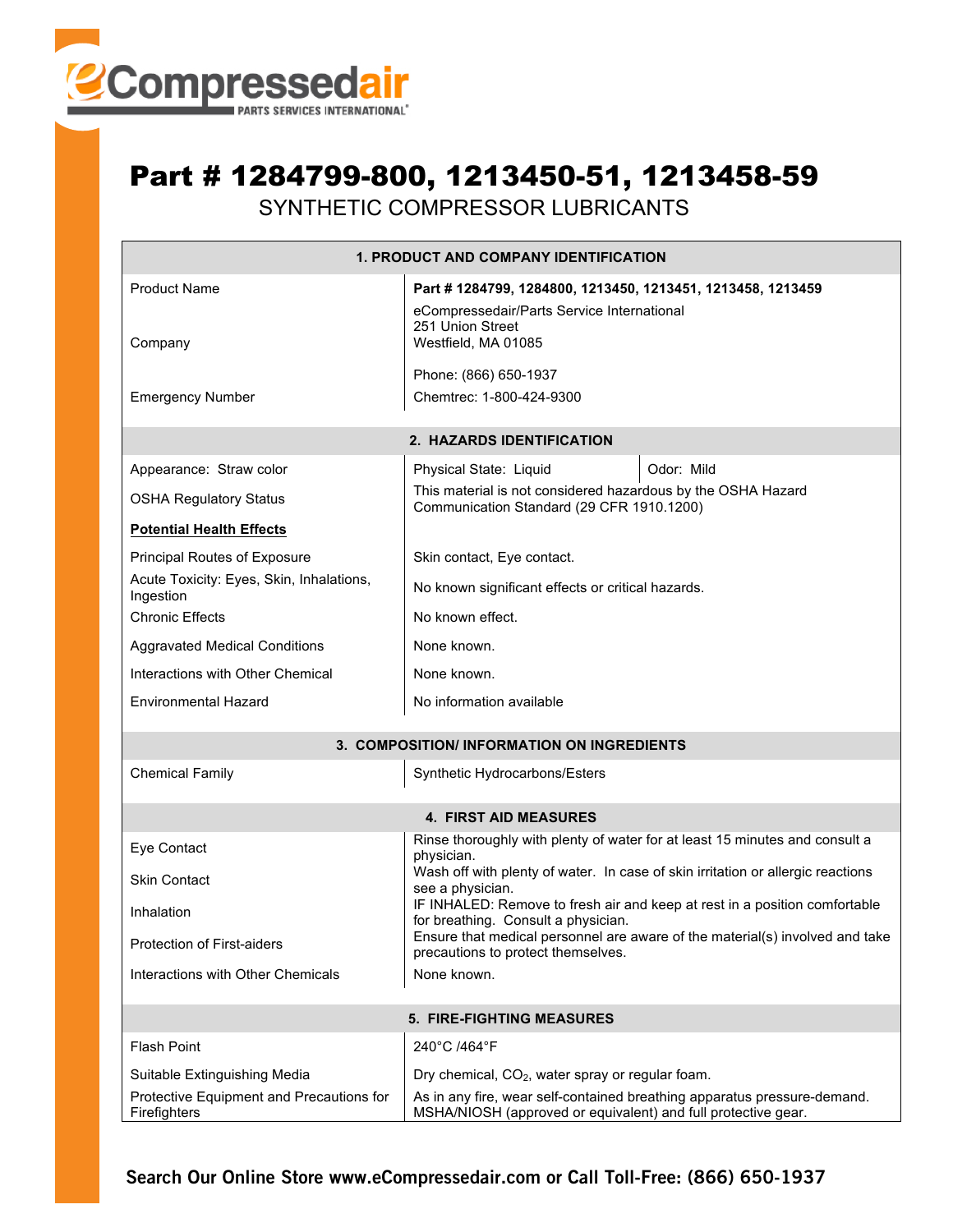# Part # 1284799-800, 1213450-51, 1213458-59

## SYNTHETIC COMPRESSOR LUBRICANTS

| 1. PRODUCT AND COMPANY IDENTIFICATION | |
|---|---|
| Product Name | **Part # 1284799, 1284800, 1213450, 1213451, 1213458, 1213459** |
| Company | eCompressedair/Parts Service International<br>251 Union Street<br>Westfield, MA 01085<br><br>Phone: (866) 650-1937 |
| Emergency Number | Chemtrec: 1-800-424-9300 |

| 2. HAZARDS IDENTIFICATION | | |
|---|---|---|
| Appearance: Straw color | Physical State: Liquid | Odor: Mild |
| OSHA Regulatory Status | This material is not considered hazardous by the OSHA Hazard Communication Standard (29 CFR 1910.1200) | |
| **Potential Health Effects** | | |
| Principal Routes of Exposure | Skin contact, Eye contact. | |
| Acute Toxicity: Eyes, Skin, Inhalations, Ingestion | No known significant effects or critical hazards. | |
| Chronic Effects | No known effect. | |
| Aggravated Medical Conditions | None known. | |
| Interactions with Other Chemical | None known. | |
| Environmental Hazard | No information available | |

| 3. COMPOSITION/ INFORMATION ON INGREDIENTS | |
|---|---|
| Chemical Family | Synthetic Hydrocarbons/Esters |

| 4. FIRST AID MEASURES | |
|---|---|
| Eye Contact | Rinse thoroughly with plenty of water for at least 15 minutes and consult a physician. |
| Skin Contact | Wash off with plenty of water. In case of skin irritation or allergic reactions see a physician. |
| Inhalation | IF INHALED: Remove to fresh air and keep at rest in a position comfortable for breathing. Consult a physician. |
| Protection of First-aiders | Ensure that medical personnel are aware of the material(s) involved and take precautions to protect themselves. |
| Interactions with Other Chemicals | None known. |

| 5. FIRE-FIGHTING MEASURES | |
|---|---|
| Flash Point | 240°C /464°F |
| Suitable Extinguishing Media | Dry chemical, $CO_2$, water spray or regular foam. |
| Protective Equipment and Precautions for Firefighters | As in any fire, wear self-contained breathing apparatus pressure-demand. MSHA/NIOSH (approved or equivalent) and full protective gear. |

**Search Our Online Store www.eCompressedair.com or Call Toll-Free: (866) 650-1937**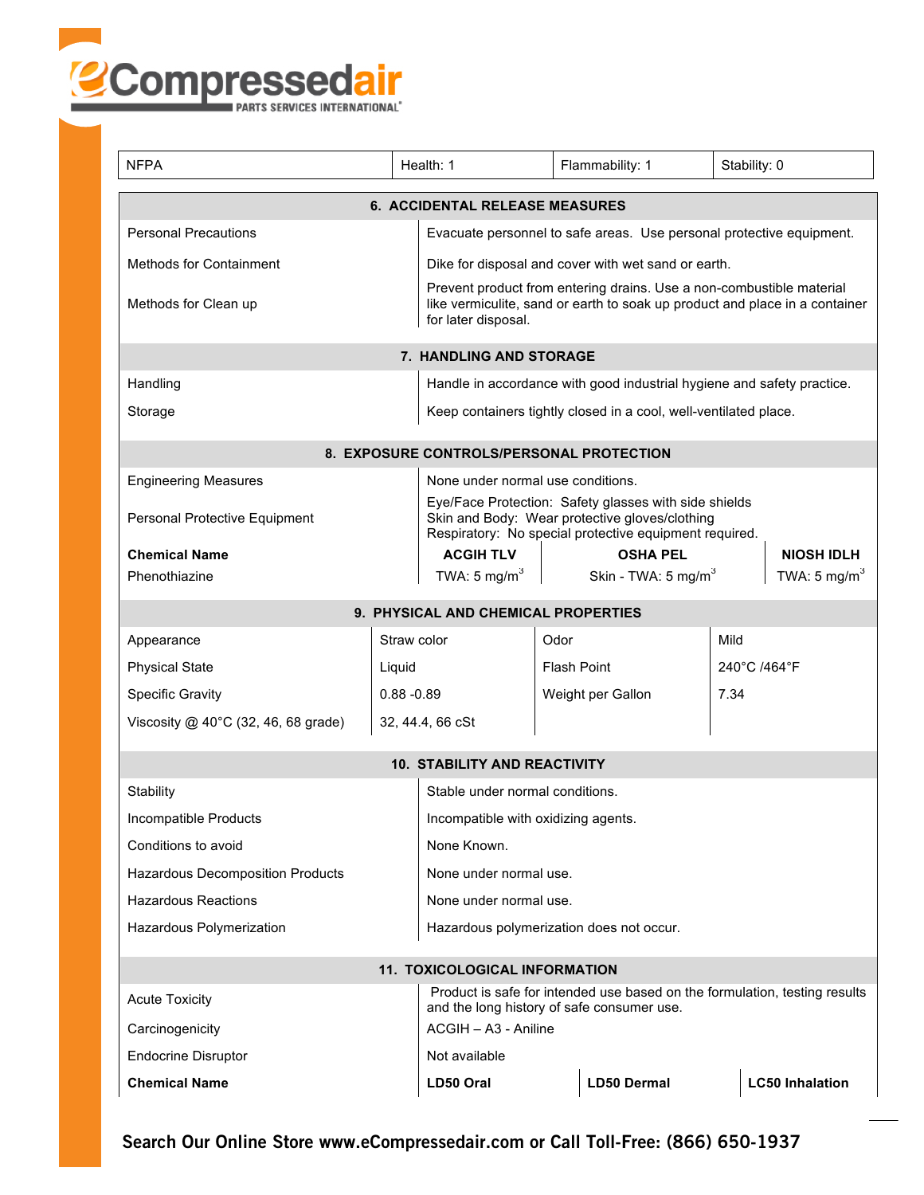| NFPA | Health: 1 | Flammability: 1 | Stability: 0 |
|---|---|---|---|

## 6. ACCIDENTAL RELEASE MEASURES

| | |
|---|---|
| Personal Precautions | Evacuate personnel to safe areas. Use personal protective equipment. |
| Methods for Containment | Dike for disposal and cover with wet sand or earth. |
| Methods for Clean up | Prevent product from entering drains. Use a non-combustible material like vermiculite, sand or earth to soak up product and place in a container for later disposal. |

## 7. HANDLING AND STORAGE

| | |
|---|---|
| Handling | Handle in accordance with good industrial hygiene and safety practice. |
| Storage | Keep containers tightly closed in a cool, well-ventilated place. |

## 8. EXPOSURE CONTROLS/PERSONAL PROTECTION

| | |
|---|---|
| Engineering Measures | None under normal use conditions. |
| Personal Protective Equipment | Eye/Face Protection: Safety glasses with side shields<br>Skin and Body: Wear protective gloves/clothing<br>Respiratory: No special protective equipment required. |

| **Chemical Name** | **ACGIH TLV** | **OSHA PEL** | **NIOSH IDLH** |
|---|---|---|---|
| Phenothiazine | TWA: 5 mg/m$^3$ | Skin - TWA: 5 mg/m$^3$ | TWA: 5 mg/m$^3$ |

## 9. PHYSICAL AND CHEMICAL PROPERTIES

| | | | |
|---|---|---|---|
| Appearance | Straw color | Odor | Mild |
| Physical State | Liquid | Flash Point | 240°C /464°F |
| Specific Gravity | 0.88 -0.89 | Weight per Gallon | 7.34 |
| Viscosity @ 40°C (32, 46, 68 grade) | 32, 44.4, 66 cSt | | |

## 10. STABILITY AND REACTIVITY

| | |
|---|---|
| Stability | Stable under normal conditions. |
| Incompatible Products | Incompatible with oxidizing agents. |
| Conditions to avoid | None Known. |
| Hazardous Decomposition Products | None under normal use. |
| Hazardous Reactions | None under normal use. |
| Hazardous Polymerization | Hazardous polymerization does not occur. |

## 11. TOXICOLOGICAL INFORMATION

| | |
|---|---|
| Acute Toxicity | Product is safe for intended use based on the formulation, testing results and the long history of safe consumer use. |
| Carcinogenicity | ACGIH – A3 - Aniline |
| Endocrine Disruptor | Not available |

| **Chemical Name** | **LD50 Oral** | **LD50 Dermal** | **LC50 Inhalation** |
|---|---|---|---|

Search Our Online Store www.eCompressedair.com or Call Toll-Free: (866) 650-1937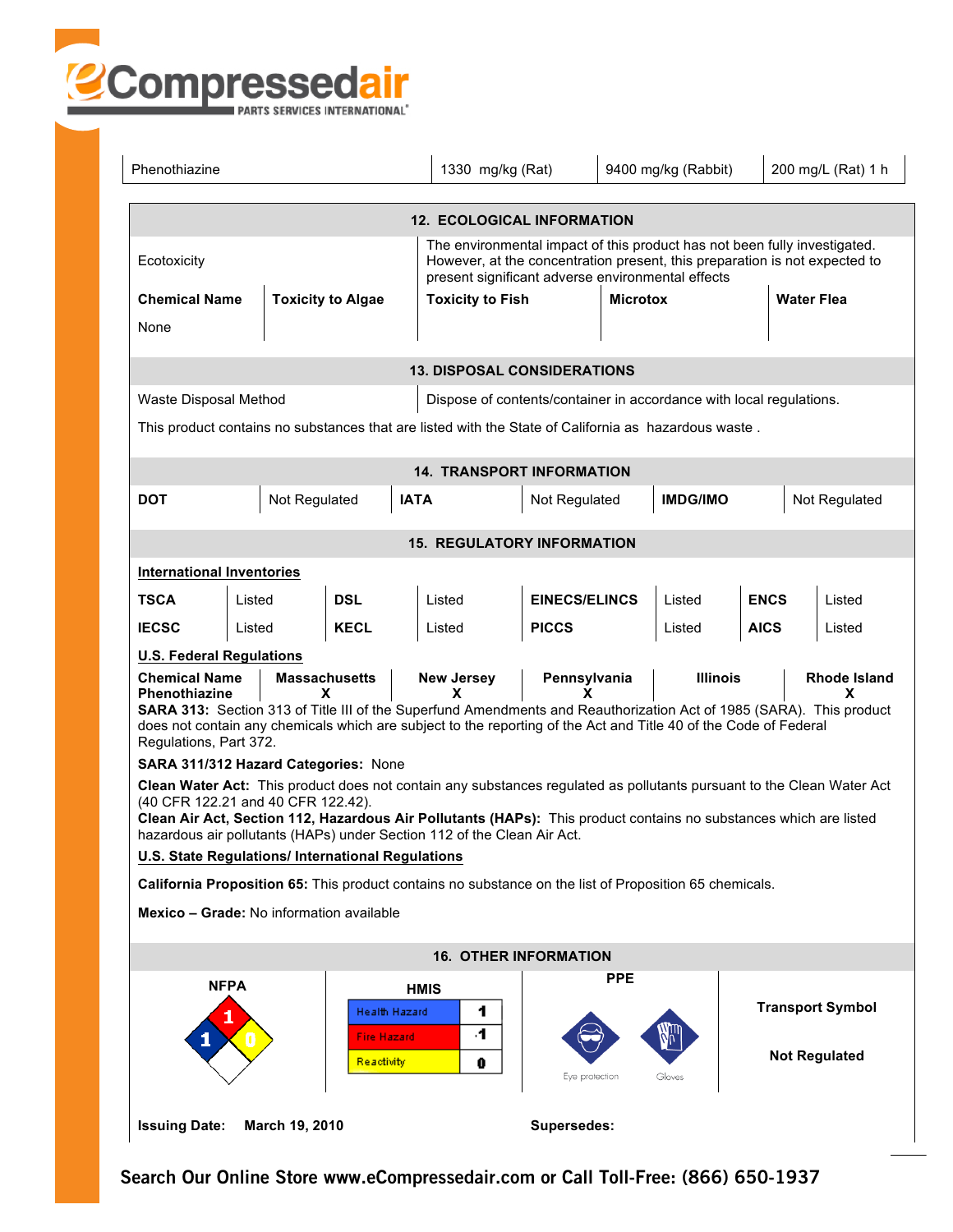| Phenothiazine | 1330 mg/kg (Rat) | 9400 mg/kg (Rabbit) | 200 mg/L (Rat) 1 h |
|---|---|---|---|

## 12. ECOLOGICAL INFORMATION

| Ecotoxicity | The environmental impact of this product has not been fully investigated. However, at the concentration present, this preparation is not expected to present significant adverse environmental effects |
|---|---|

| Chemical Name | Toxicity to Algae | Toxicity to Fish | Microtox | Water Flea |
|---|---|---|---|---|
| None | | | | |

## 13. DISPOSAL CONSIDERATIONS

| Waste Disposal Method | Dispose of contents/container in accordance with local regulations. |
|---|---|

This product contains no substances that are listed with the State of California as hazardous waste .

## 14. TRANSPORT INFORMATION

| DOT | Not Regulated | IATA | Not Regulated | IMDG/IMO | Not Regulated |
|---|---|---|---|---|---|

## 15. REGULATORY INFORMATION

**International Inventories**

| TSCA | Listed | DSL | Listed | EINECS/ELINCS | Listed | ENCS | Listed |
|---|---|---|---|---|---|---|---|
| IECSC | Listed | KECL | Listed | PICCS | Listed | AICS | Listed |

**U.S. Federal Regulations**

| Chemical Name | Massachusetts | New Jersey | Pennsylvania | Illinois | Rhode Island |
|---|---|---|---|---|---|
| Phenothiazine | X | X | X | | X |

**SARA 313:** Section 313 of Title III of the Superfund Amendments and Reauthorization Act of 1985 (SARA). This product does not contain any chemicals which are subject to the reporting of the Act and Title 40 of the Code of Federal Regulations, Part 372.

**SARA 311/312 Hazard Categories:** None

**Clean Water Act:** This product does not contain any substances regulated as pollutants pursuant to the Clean Water Act (40 CFR 122.21 and 40 CFR 122.42).

**Clean Air Act, Section 112, Hazardous Air Pollutants (HAPs):** This product contains no substances which are listed hazardous air pollutants (HAPs) under Section 112 of the Clean Air Act.

**U.S. State Regulations/ International Regulations**

**California Proposition 65:** This product contains no substance on the list of Proposition 65 chemicals.

**Mexico – Grade:** No information available

## 16. OTHER INFORMATION

**NFPA**

Health: 1, Flammability: 1, Reactivity: 0

**HMIS**

| Health Hazard | 1 |
|---|---|
| Fire Hazard | 1 |
| Reactivity | 0 |

**PPE**

Eye protection Gloves

**Transport Symbol**

**Not Regulated**

**Issuing Date:** **March 19, 2010**

**Supersedes:**

**Search Our Online Store www.eCompressedair.com or Call Toll-Free: (866) 650-1937**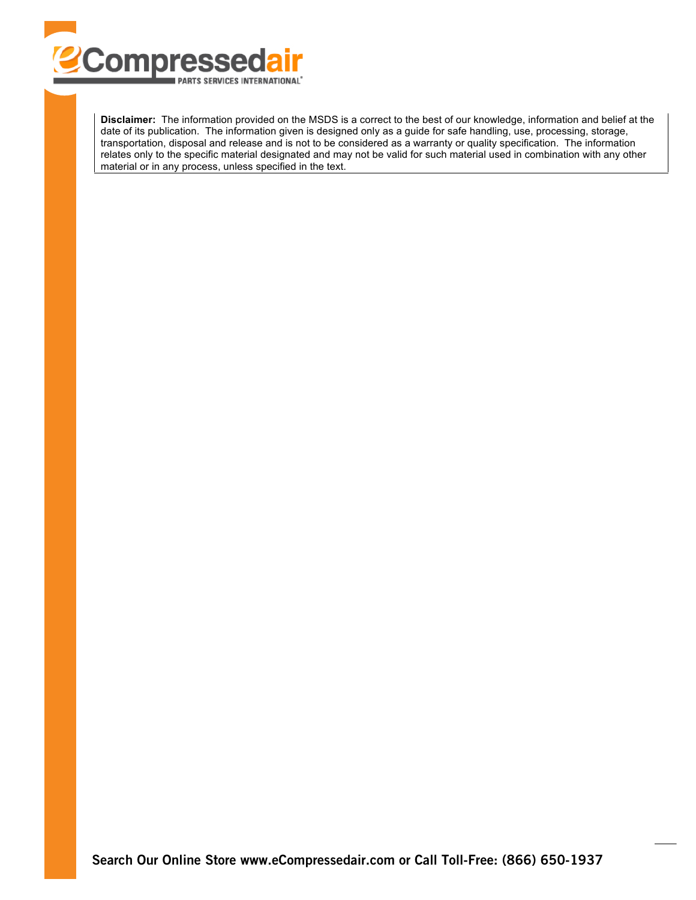**Disclaimer:** The information provided on the MSDS is a correct to the best of our knowledge, information and belief at the date of its publication. The information given is designed only as a guide for safe handling, use, processing, storage, transportation, disposal and release and is not to be considered as a warranty or quality specification. The information relates only to the specific material designated and may not be valid for such material used in combination with any other material or in any process, unless specified in the text.